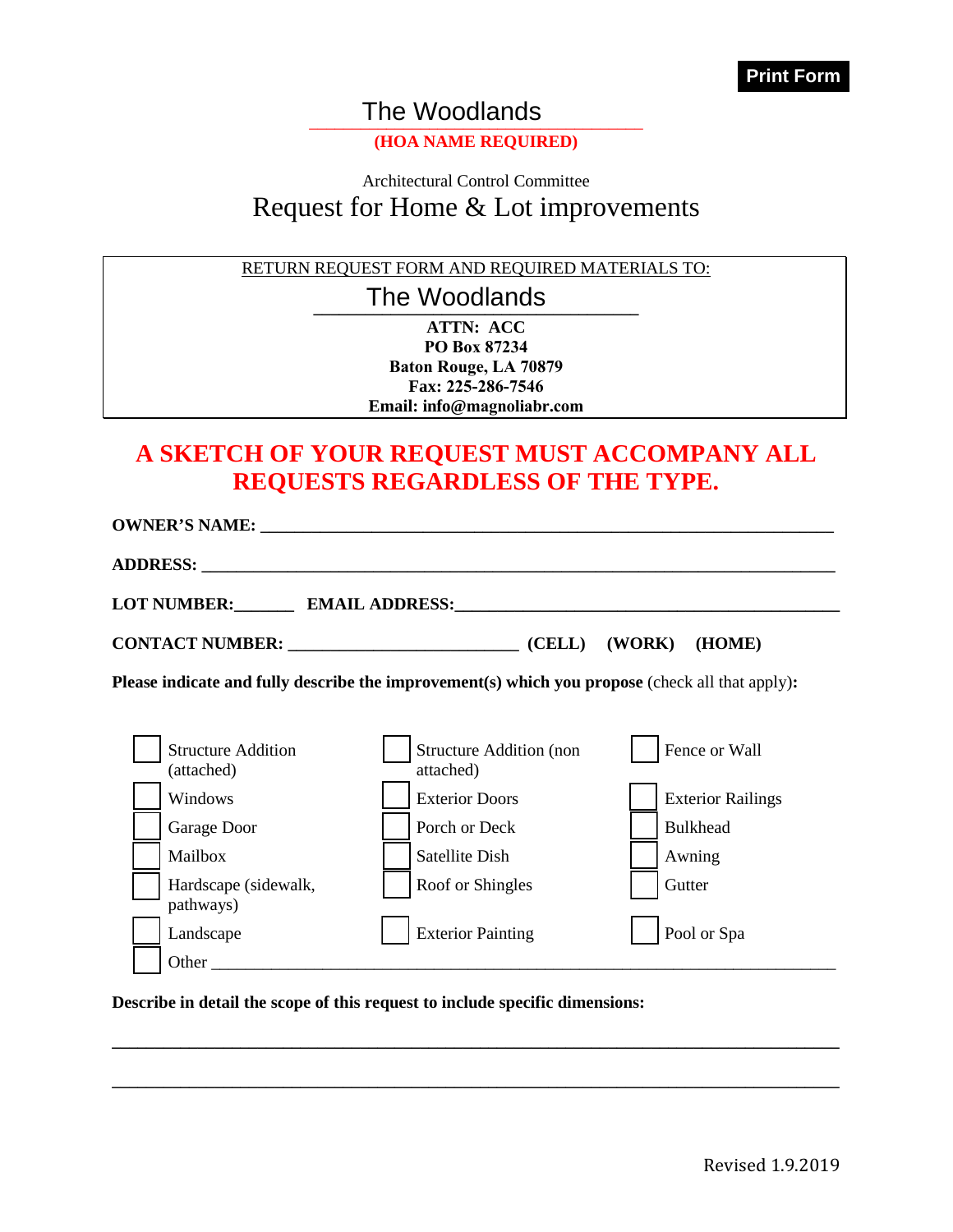# The Woodlands

**(HOA NAME REQUIRED)**

Architectural Control Committee

## Request for Home & Lot improvements

RETURN REQUEST FORM AND REQUIRED MATERIALS TO:

The Woodlands

**ATTN: ACC**
**PO Box 87234**
**Baton Rouge, LA 70879**
**Fax: 225-286-7546**
**Email: info@magnoliabr.com**

## A SKETCH OF YOUR REQUEST MUST ACCOMPANY ALL REQUESTS REGARDLESS OF THE TYPE.

**OWNER'S NAME:** ______________________________________________________________________

**ADDRESS:** __________________________________________________________________________

**LOT NUMBER:**_______ **EMAIL ADDRESS:**_____________________________________________

**CONTACT NUMBER:** ___________________________ **(CELL) (WORK) (HOME)**

**Please indicate and fully describe the improvement(s) which you propose** (check all that apply)**:**

- ☐ Structure Addition (attached)
- ☐ Structure Addition (non attached)
- ☐ Fence or Wall
- ☐ Windows
- ☐ Exterior Doors
- ☐ Exterior Railings
- ☐ Garage Door
- ☐ Porch or Deck
- ☐ Bulkhead
- ☐ Mailbox
- ☐ Satellite Dish
- ☐ Awning
- ☐ Hardscape (sidewalk, pathways)
- ☐ Roof or Shingles
- ☐ Gutter
- ☐ Landscape
- ☐ Exterior Painting
- ☐ Pool or Spa
- ☐ Other ___________________________________________________________________________

**Describe in detail the scope of this request to include specific dimensions:**

_____________________________________________________________________________________

_____________________________________________________________________________________

Revised 1.9.2019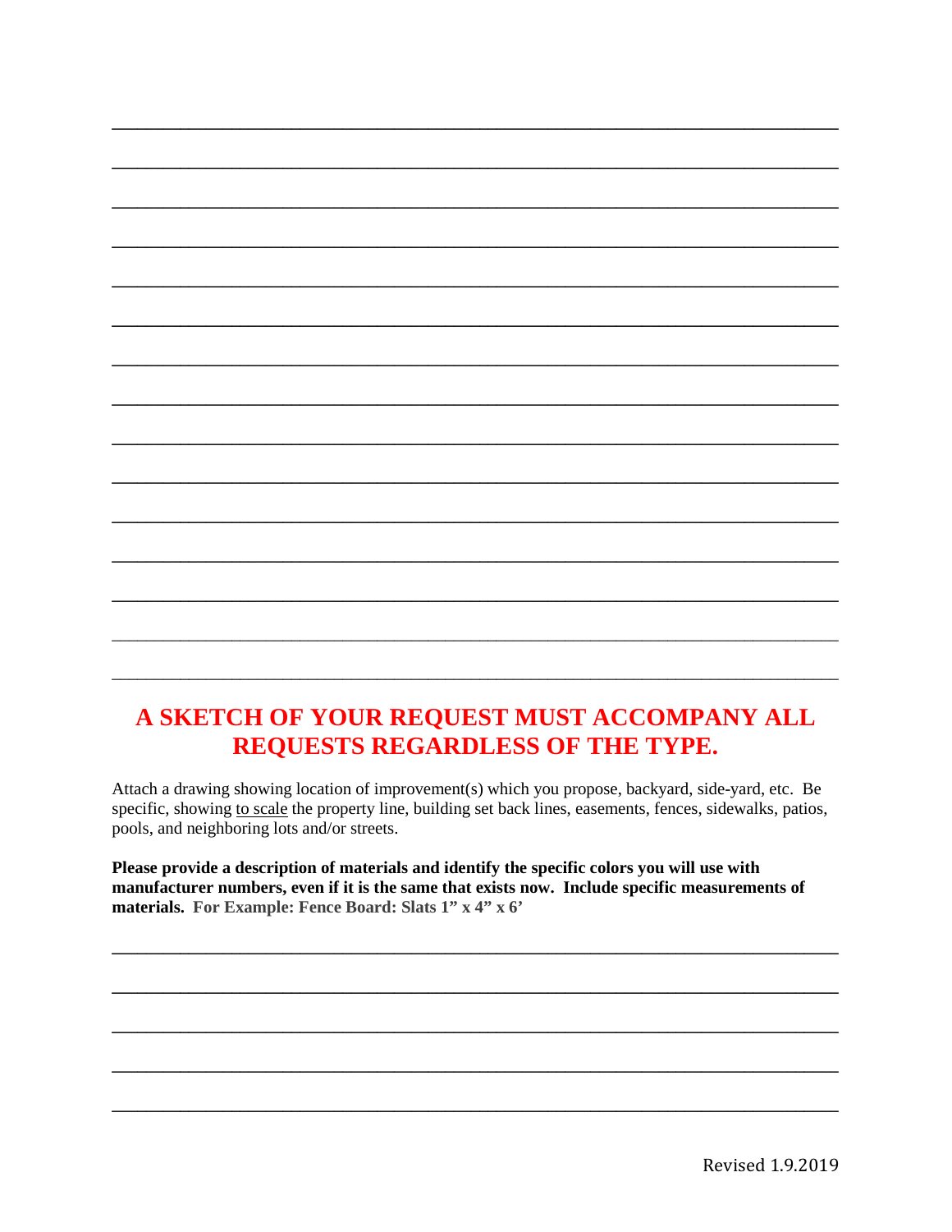_______________________________________________________________________________

_______________________________________________________________________________

_______________________________________________________________________________

_______________________________________________________________________________

_______________________________________________________________________________

_______________________________________________________________________________

_______________________________________________________________________________

_______________________________________________________________________________

_______________________________________________________________________________

_______________________________________________________________________________

_______________________________________________________________________________

_______________________________________________________________________________

_______________________________________________________________________________

_______________________________________________________________________________

_______________________________________________________________________________

## A SKETCH OF YOUR REQUEST MUST ACCOMPANY ALL REQUESTS REGARDLESS OF THE TYPE.

Attach a drawing showing location of improvement(s) which you propose, backyard, side-yard, etc. Be specific, showing to scale the property line, building set back lines, easements, fences, sidewalks, patios, pools, and neighboring lots and/or streets.

**Please provide a description of materials and identify the specific colors you will use with manufacturer numbers, even if it is the same that exists now. Include specific measurements of materials. For Example: Fence Board: Slats 1" x 4" x 6'**

_______________________________________________________________________________

_______________________________________________________________________________

_______________________________________________________________________________

_______________________________________________________________________________

_______________________________________________________________________________

Revised 1.9.2019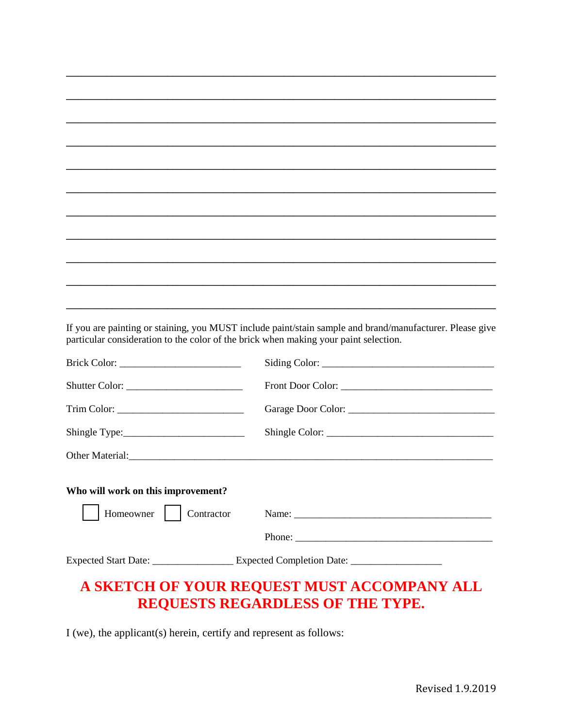\_\_\_\_\_\_\_\_\_\_\_\_\_\_\_\_\_\_\_\_\_\_\_\_\_\_\_\_\_\_\_\_\_\_\_\_\_\_\_\_\_\_\_\_\_\_\_\_\_\_\_\_\_\_\_\_\_\_\_\_\_\_\_\_\_\_\_\_\_\_\_\_\_\_\_\_\_\_

\_\_\_\_\_\_\_\_\_\_\_\_\_\_\_\_\_\_\_\_\_\_\_\_\_\_\_\_\_\_\_\_\_\_\_\_\_\_\_\_\_\_\_\_\_\_\_\_\_\_\_\_\_\_\_\_\_\_\_\_\_\_\_\_\_\_\_\_\_\_\_\_\_\_\_\_\_\_

\_\_\_\_\_\_\_\_\_\_\_\_\_\_\_\_\_\_\_\_\_\_\_\_\_\_\_\_\_\_\_\_\_\_\_\_\_\_\_\_\_\_\_\_\_\_\_\_\_\_\_\_\_\_\_\_\_\_\_\_\_\_\_\_\_\_\_\_\_\_\_\_\_\_\_\_\_\_

\_\_\_\_\_\_\_\_\_\_\_\_\_\_\_\_\_\_\_\_\_\_\_\_\_\_\_\_\_\_\_\_\_\_\_\_\_\_\_\_\_\_\_\_\_\_\_\_\_\_\_\_\_\_\_\_\_\_\_\_\_\_\_\_\_\_\_\_\_\_\_\_\_\_\_\_\_\_

\_\_\_\_\_\_\_\_\_\_\_\_\_\_\_\_\_\_\_\_\_\_\_\_\_\_\_\_\_\_\_\_\_\_\_\_\_\_\_\_\_\_\_\_\_\_\_\_\_\_\_\_\_\_\_\_\_\_\_\_\_\_\_\_\_\_\_\_\_\_\_\_\_\_\_\_\_\_

\_\_\_\_\_\_\_\_\_\_\_\_\_\_\_\_\_\_\_\_\_\_\_\_\_\_\_\_\_\_\_\_\_\_\_\_\_\_\_\_\_\_\_\_\_\_\_\_\_\_\_\_\_\_\_\_\_\_\_\_\_\_\_\_\_\_\_\_\_\_\_\_\_\_\_\_\_\_

\_\_\_\_\_\_\_\_\_\_\_\_\_\_\_\_\_\_\_\_\_\_\_\_\_\_\_\_\_\_\_\_\_\_\_\_\_\_\_\_\_\_\_\_\_\_\_\_\_\_\_\_\_\_\_\_\_\_\_\_\_\_\_\_\_\_\_\_\_\_\_\_\_\_\_\_\_\_

\_\_\_\_\_\_\_\_\_\_\_\_\_\_\_\_\_\_\_\_\_\_\_\_\_\_\_\_\_\_\_\_\_\_\_\_\_\_\_\_\_\_\_\_\_\_\_\_\_\_\_\_\_\_\_\_\_\_\_\_\_\_\_\_\_\_\_\_\_\_\_\_\_\_\_\_\_\_

\_\_\_\_\_\_\_\_\_\_\_\_\_\_\_\_\_\_\_\_\_\_\_\_\_\_\_\_\_\_\_\_\_\_\_\_\_\_\_\_\_\_\_\_\_\_\_\_\_\_\_\_\_\_\_\_\_\_\_\_\_\_\_\_\_\_\_\_\_\_\_\_\_\_\_\_\_\_

\_\_\_\_\_\_\_\_\_\_\_\_\_\_\_\_\_\_\_\_\_\_\_\_\_\_\_\_\_\_\_\_\_\_\_\_\_\_\_\_\_\_\_\_\_\_\_\_\_\_\_\_\_\_\_\_\_\_\_\_\_\_\_\_\_\_\_\_\_\_\_\_\_\_\_\_\_\_

\_\_\_\_\_\_\_\_\_\_\_\_\_\_\_\_\_\_\_\_\_\_\_\_\_\_\_\_\_\_\_\_\_\_\_\_\_\_\_\_\_\_\_\_\_\_\_\_\_\_\_\_\_\_\_\_\_\_\_\_\_\_\_\_\_\_\_\_\_\_\_\_\_\_\_\_\_\_

If you are painting or staining, you MUST include paint/stain sample and brand/manufacturer. Please give particular consideration to the color of the brick when making your paint selection.

Brick Color: ________________________ Siding Color: __________________________________

Shutter Color: ______________________ Front Door Color: _____________________________

Trim Color: _________________________ Garage Door Color: ____________________________

Shingle Type: _______________________ Shingle Color: _________________________________

Other Material: ______________________________________________________________________

**Who will work on this improvement?**

☐ Homeowner ☐ Contractor Name: ______________________________________

Phone: ______________________________________

Expected Start Date: _______________ Expected Completion Date: _________________

## A SKETCH OF YOUR REQUEST MUST ACCOMPANY ALL REQUESTS REGARDLESS OF THE TYPE.

I (we), the applicant(s) herein, certify and represent as follows:

Revised 1.9.2019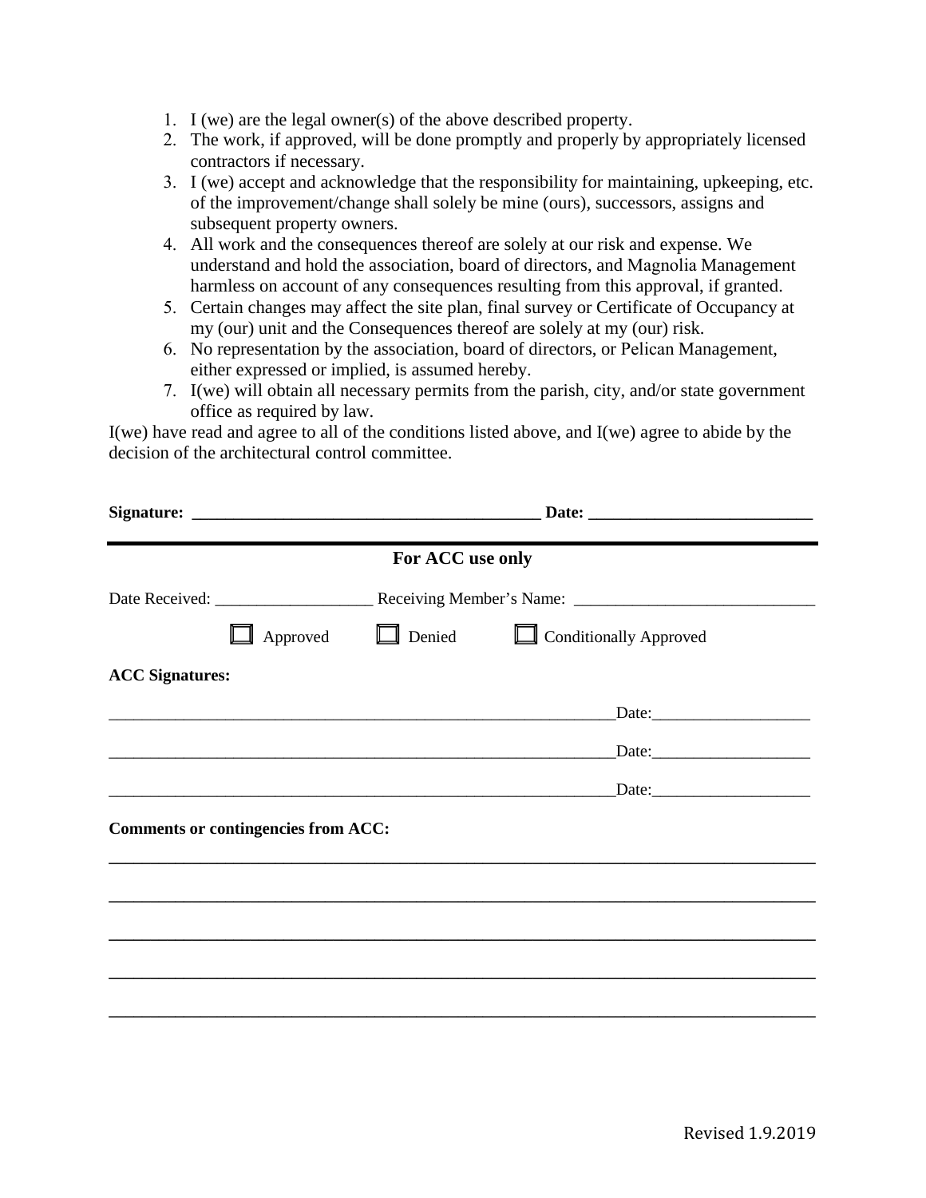1. I (we) are the legal owner(s) of the above described property.
2. The work, if approved, will be done promptly and properly by appropriately licensed contractors if necessary.
3. I (we) accept and acknowledge that the responsibility for maintaining, upkeeping, etc. of the improvement/change shall solely be mine (ours), successors, assigns and subsequent property owners.
4. All work and the consequences thereof are solely at our risk and expense. We understand and hold the association, board of directors, and Magnolia Management harmless on account of any consequences resulting from this approval, if granted.
5. Certain changes may affect the site plan, final survey or Certificate of Occupancy at my (our) unit and the Consequences thereof are solely at my (our) risk.
6. No representation by the association, board of directors, or Pelican Management, either expressed or implied, is assumed hereby.
7. I(we) will obtain all necessary permits from the parish, city, and/or state government office as required by law.

I(we) have read and agree to all of the conditions listed above, and I(we) agree to abide by the decision of the architectural control committee.

**Signature: __________________________________________ Date: ___________________________**

---

**For ACC use only**

Date Received: ___________________ Receiving Member's Name: _____________________________

☐ Approved ☐ Denied ☐ Conditionally Approved

**ACC Signatures:**

_______________________________________________________________Date:___________________

_______________________________________________________________Date:___________________

_______________________________________________________________Date:___________________

**Comments or contingencies from ACC:**

_____________________________________________________________________________________

_____________________________________________________________________________________

_____________________________________________________________________________________

_____________________________________________________________________________________

_____________________________________________________________________________________

Revised 1.9.2019